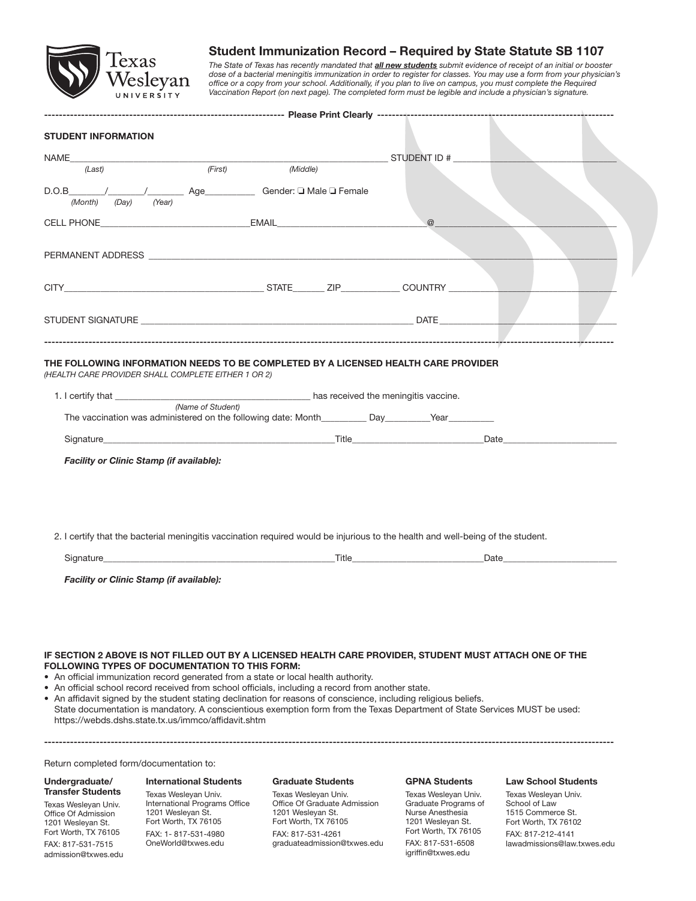Texas Wesleyan UNIVERSITY

# Student Immunization Record – Required by State Statute SB 1107

*The State of Texas has recently mandated that* ***all new students*** *submit evidence of receipt of an initial or booster dose of a bacterial meningitis immunization in order to register for classes. You may use a form from your physician's office or a copy from your school. Additionally, if you plan to live on campus, you must complete the Required Vaccination Report (on next page). The completed form must be legible and include a physician's signature.*

---------- **Please Print Clearly** ----------

## STUDENT INFORMATION

NAME_______________________________________________ STUDENT ID # ____________________
(Last) (First) (Middle)

D.O.B_______/_______/________ Age__________ Gender: ❑ Male ❑ Female
(Month) (Day) (Year)

CELL PHONE______________________________EMAIL______________________________@____________________________

PERMANENT ADDRESS ____________________________________________________________________________

CITY__________________________________________ STATE______ ZIP___________ COUNTRY ____________________

STUDENT SIGNATURE _________________________________________________________ DATE ____________________

---

**THE FOLLOWING INFORMATION NEEDS TO BE COMPLETED BY A LICENSED HEALTH CARE PROVIDER**
*(HEALTH CARE PROVIDER SHALL COMPLETE EITHER 1 OR 2)*

1. I certify that ________________________________________ has received the meningitis vaccine.
   (Name of Student)
   The vaccination was administered on the following date: Month_________ Day_________Year_________

   Signature________________________________________________Title___________________________Date_______________________

   ***Facility or Clinic Stamp (if available):***

2. I certify that the bacterial meningitis vaccination required would be injurious to the health and well-being of the student.

   Signature________________________________________________Title___________________________Date_______________________

   ***Facility or Clinic Stamp (if available):***

**IF SECTION 2 ABOVE IS NOT FILLED OUT BY A LICENSED HEALTH CARE PROVIDER, STUDENT MUST ATTACH ONE OF THE FOLLOWING TYPES OF DOCUMENTATION TO THIS FORM:**

- An official immunization record generated from a state or local health authority.
- An official school record received from school officials, including a record from another state.
- An affidavit signed by the student stating declination for reasons of conscience, including religious beliefs.
  State documentation is mandatory. A conscientious exemption form from the Texas Department of State Services MUST be used: https://webds.dshs.state.tx.us/immco/affidavit.shtm

---

Return completed form/documentation to:

**Undergraduate/ Transfer Students**
Texas Wesleyan Univ.
Office Of Admission
1201 Wesleyan St.
Fort Worth, TX 76105
FAX: 817-531-7515
admission@txwes.edu

**International Students**
Texas Wesleyan Univ.
International Programs Office
1201 Wesleyan St.
Fort Worth, TX 76105
FAX: 1- 817-531-4980
OneWorld@txwes.edu

**Graduate Students**
Texas Wesleyan Univ.
Office Of Graduate Admission
1201 Wesleyan St.
Fort Worth, TX 76105
FAX: 817-531-4261
graduateadmission@txwes.edu

**GPNA Students**
Texas Wesleyan Univ.
Graduate Programs of Nurse Anesthesia
1201 Wesleyan St.
Fort Worth, TX 76105
FAX: 817-531-6508
igriffin@txwes.edu

**Law School Students**
Texas Wesleyan Univ.
School of Law
1515 Commerce St.
Fort Worth, TX 76102
FAX: 817-212-4141
lawadmissions@law.txwes.edu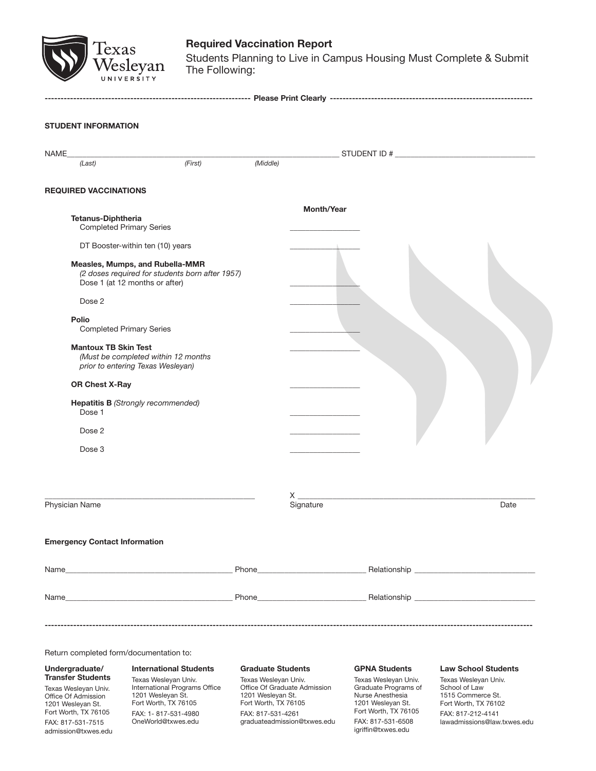# Required Vaccination Report

Students Planning to Live in Campus Housing Must Complete & Submit The Following:

---------- **Please Print Clearly** ----------

### STUDENT INFORMATION

NAME__________________________________________ STUDENT ID # ____________________
*(Last)* *(First)* *(Middle)*

### REQUIRED VACCINATIONS

| | Month/Year |
|---|---|
| **Tetanus-Diphtheria** | |
| Completed Primary Series | ________________ |
| DT Booster-within ten (10) years | ________________ |
| **Measles, Mumps, and Rubella-MMR** *(2 doses required for students born after 1957)* | |
| Dose 1 (at 12 months or after) | ________________ |
| Dose 2 | ________________ |
| **Polio** | |
| Completed Primary Series | ________________ |
| **Mantoux TB Skin Test** *(Must be completed within 12 months prior to entering Texas Wesleyan)* | ________________ |
| **OR Chest X-Ray** | ________________ |
| **Hepatitis B** *(Strongly recommended)* | |
| Dose 1 | ________________ |
| Dose 2 | ________________ |
| Dose 3 | ________________ |

______________________________ X ______________________________

Physician Name Signature Date

### Emergency Contact Information

Name______________________ Phone______________ Relationship ______________

Name______________________ Phone______________ Relationship ______________

---

Return completed form/documentation to:

**Undergraduate/ Transfer Students**
Texas Wesleyan Univ.
Office Of Admission
1201 Wesleyan St.
Fort Worth, TX 76105
FAX: 817-531-7515
admission@txwes.edu

**International Students**
Texas Wesleyan Univ.
International Programs Office
1201 Wesleyan St.
Fort Worth, TX 76105
FAX: 1- 817-531-4980
OneWorld@txwes.edu

**Graduate Students**
Texas Wesleyan Univ.
Office Of Graduate Admission
1201 Wesleyan St.
Fort Worth, TX 76105
FAX: 817-531-4261
graduateadmission@txwes.edu

**GPNA Students**
Texas Wesleyan Univ.
Graduate Programs of Nurse Anesthesia
1201 Wesleyan St.
Fort Worth, TX 76105
FAX: 817-531-6508
igriffin@txwes.edu

**Law School Students**
Texas Wesleyan Univ.
School of Law
1515 Commerce St.
Fort Worth, TX 76102
FAX: 817-212-4141
lawadmissions@law.txwes.edu